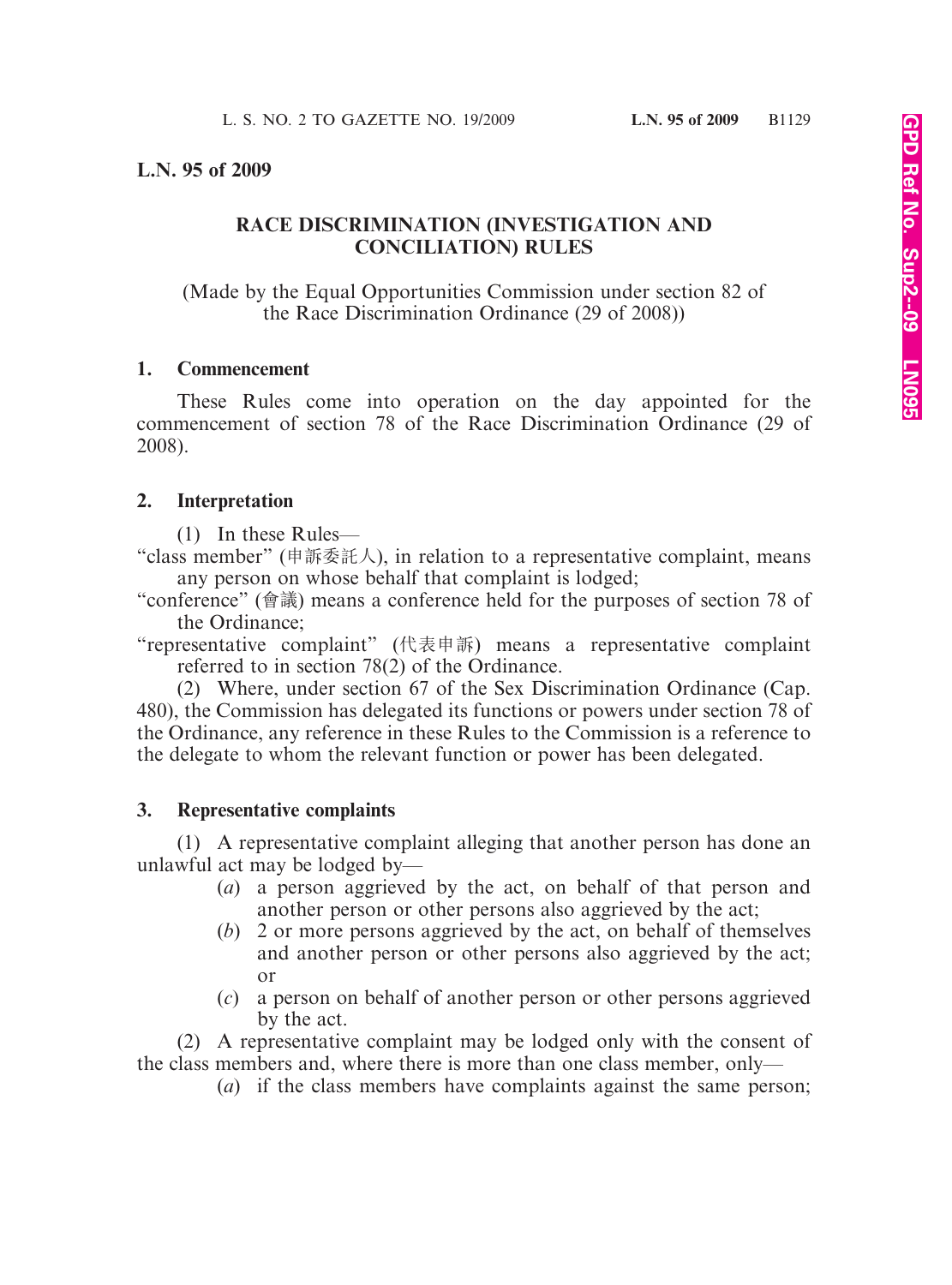# L.N. 95 of 2009

## RACE DISCRIMINATION (INVESTIGATION AND CONCILIATION) RULES

(Made by the Equal Opportunities Commission under section 82 of the Race Discrimination Ordinance (29 of 2008))

### 1. Commencement

These Rules come into operation on the day appointed for the commencement of section 78 of the Race Discrimination Ordinance (29 of 2008).

### 2. Interpretation

(1) In these Rules—

"class member" (申訴委託人), in relation to a representative complaint, means any person on whose behalf that complaint is lodged;

"conference" (會議) means a conference held for the purposes of section 78 of the Ordinance;

"representative complaint" (代表申訴) means a representative complaint referred to in section 78(2) of the Ordinance.

(2) Where, under section 67 of the Sex Discrimination Ordinance (Cap. 480), the Commission has delegated its functions or powers under section 78 of the Ordinance, any reference in these Rules to the Commission is a reference to the delegate to whom the relevant function or power has been delegated.

### 3. Representative complaints

(1) A representative complaint alleging that another person has done an unlawful act may be lodged by—

- (*a*) a person aggrieved by the act, on behalf of that person and another person or other persons also aggrieved by the act;
- (*b*) 2 or more persons aggrieved by the act, on behalf of themselves and another person or other persons also aggrieved by the act; or
- (*c*) a person on behalf of another person or other persons aggrieved by the act.

(2) A representative complaint may be lodged only with the consent of the class members and, where there is more than one class member, only—

- (*a*) if the class members have complaints against the same person;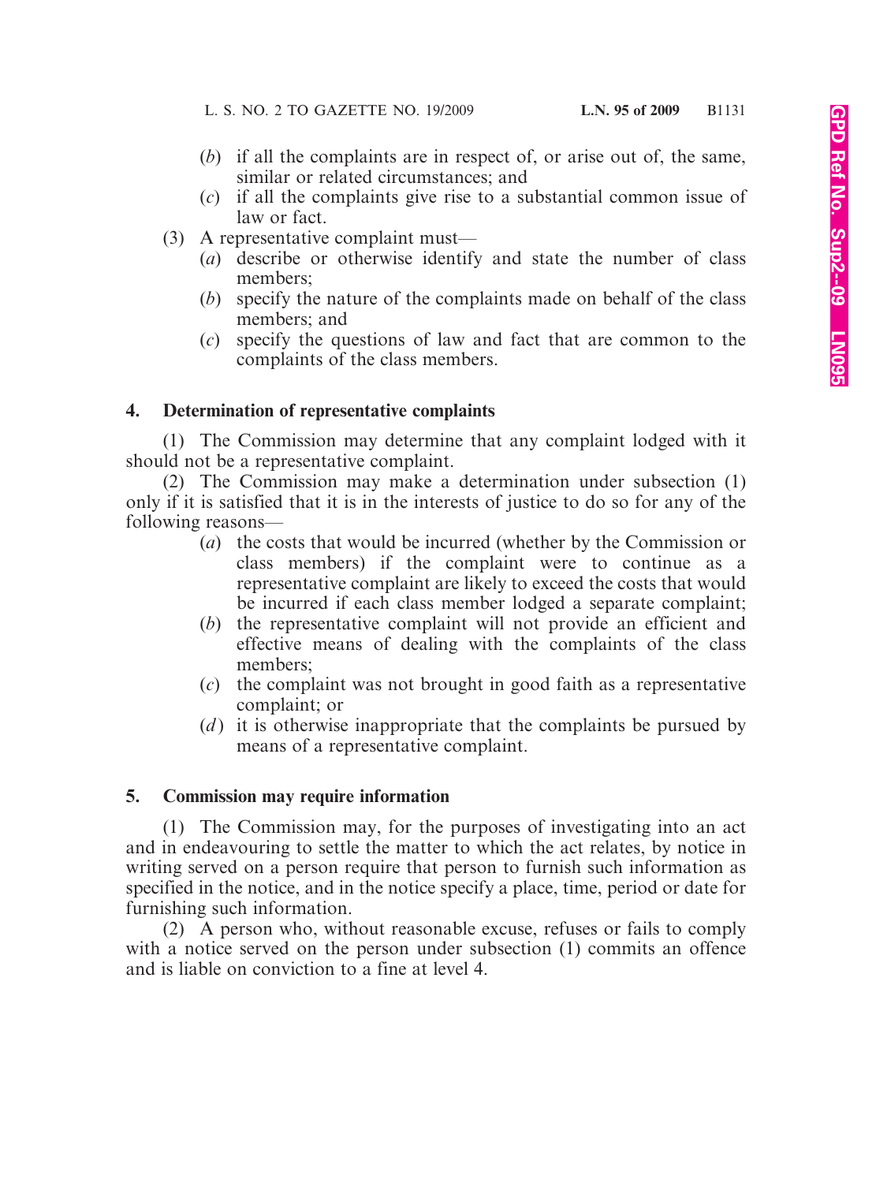(*b*) if all the complaints are in respect of, or arise out of, the same, similar or related circumstances; and

(*c*) if all the complaints give rise to a substantial common issue of law or fact.

(3) A representative complaint must—

(*a*) describe or otherwise identify and state the number of class members;

(*b*) specify the nature of the complaints made on behalf of the class members; and

(*c*) specify the questions of law and fact that are common to the complaints of the class members.

### 4. Determination of representative complaints

(1) The Commission may determine that any complaint lodged with it should not be a representative complaint.

(2) The Commission may make a determination under subsection (1) only if it is satisfied that it is in the interests of justice to do so for any of the following reasons—

(*a*) the costs that would be incurred (whether by the Commission or class members) if the complaint were to continue as a representative complaint are likely to exceed the costs that would be incurred if each class member lodged a separate complaint;

(*b*) the representative complaint will not provide an efficient and effective means of dealing with the complaints of the class members;

(*c*) the complaint was not brought in good faith as a representative complaint; or

(*d*) it is otherwise inappropriate that the complaints be pursued by means of a representative complaint.

### 5. Commission may require information

(1) The Commission may, for the purposes of investigating into an act and in endeavouring to settle the matter to which the act relates, by notice in writing served on a person require that person to furnish such information as specified in the notice, and in the notice specify a place, time, period or date for furnishing such information.

(2) A person who, without reasonable excuse, refuses or fails to comply with a notice served on the person under subsection (1) commits an offence and is liable on conviction to a fine at level 4.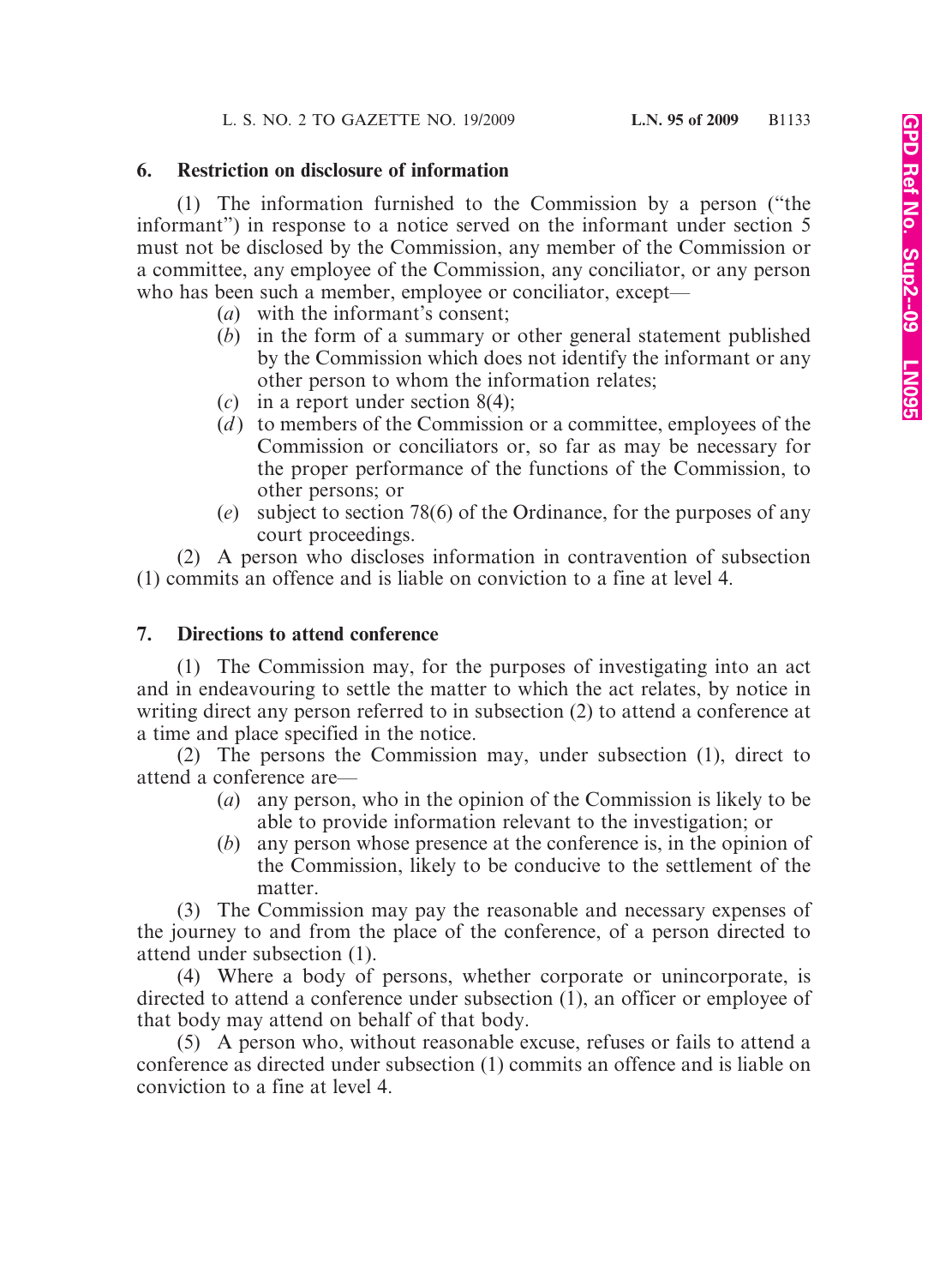### 6. Restriction on disclosure of information

(1) The information furnished to the Commission by a person ("the informant") in response to a notice served on the informant under section 5 must not be disclosed by the Commission, any member of the Commission or a committee, any employee of the Commission, any conciliator, or any person who has been such a member, employee or conciliator, except—

- (*a*) with the informant's consent;
- (*b*) in the form of a summary or other general statement published by the Commission which does not identify the informant or any other person to whom the information relates;
- (*c*) in a report under section 8(4);
- (*d*) to members of the Commission or a committee, employees of the Commission or conciliators or, so far as may be necessary for the proper performance of the functions of the Commission, to other persons; or
- (*e*) subject to section 78(6) of the Ordinance, for the purposes of any court proceedings.

(2) A person who discloses information in contravention of subsection (1) commits an offence and is liable on conviction to a fine at level 4.

### 7. Directions to attend conference

(1) The Commission may, for the purposes of investigating into an act and in endeavouring to settle the matter to which the act relates, by notice in writing direct any person referred to in subsection (2) to attend a conference at a time and place specified in the notice.

(2) The persons the Commission may, under subsection (1), direct to attend a conference are—

- (*a*) any person, who in the opinion of the Commission is likely to be able to provide information relevant to the investigation; or
- (*b*) any person whose presence at the conference is, in the opinion of the Commission, likely to be conducive to the settlement of the matter.

(3) The Commission may pay the reasonable and necessary expenses of the journey to and from the place of the conference, of a person directed to attend under subsection (1).

(4) Where a body of persons, whether corporate or unincorporate, is directed to attend a conference under subsection (1), an officer or employee of that body may attend on behalf of that body.

(5) A person who, without reasonable excuse, refuses or fails to attend a conference as directed under subsection (1) commits an offence and is liable on conviction to a fine at level 4.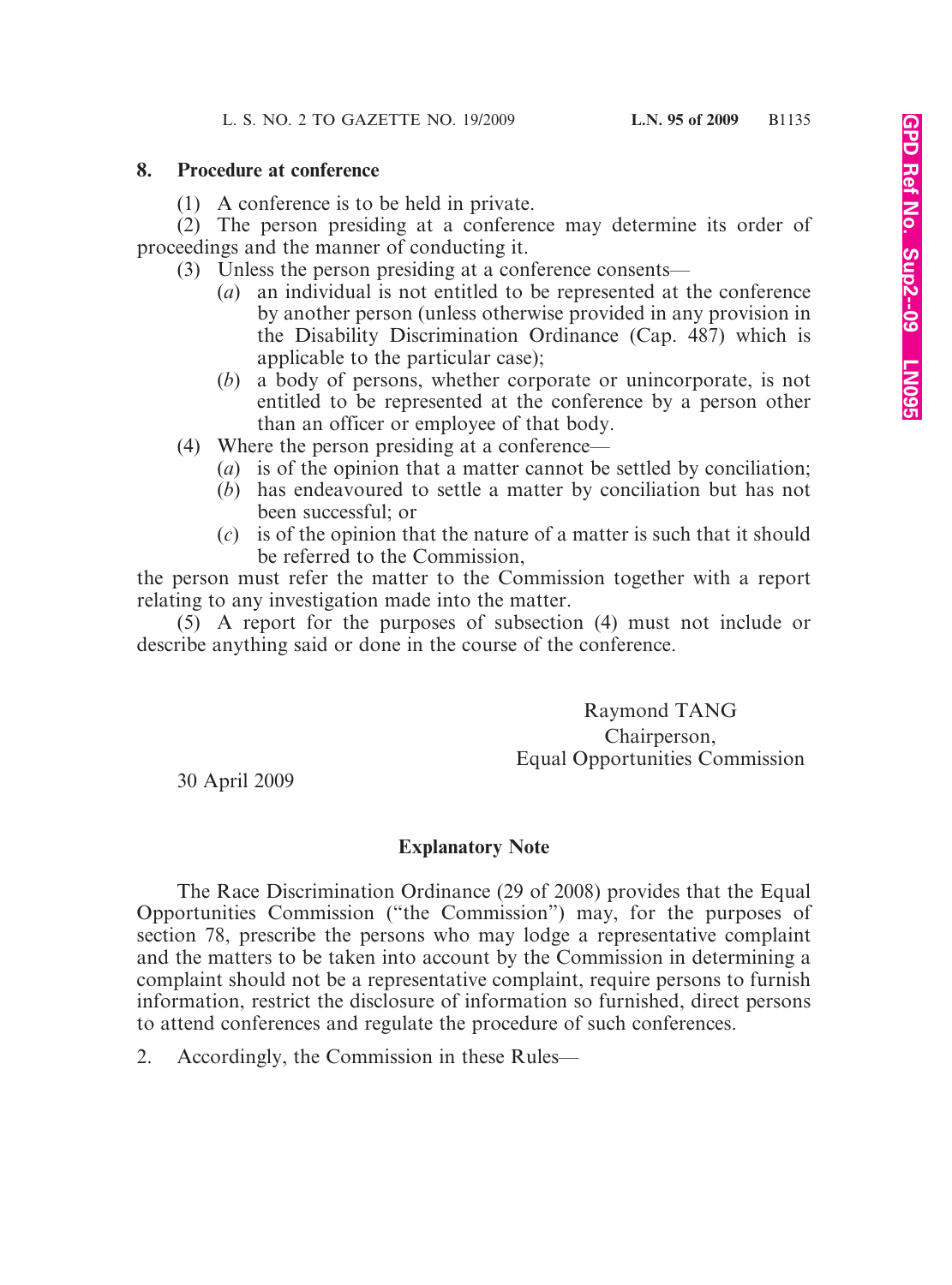## 8. Procedure at conference

(1) A conference is to be held in private.

(2) The person presiding at a conference may determine its order of proceedings and the manner of conducting it.

(3) Unless the person presiding at a conference consents—

(*a*) an individual is not entitled to be represented at the conference by another person (unless otherwise provided in any provision in the Disability Discrimination Ordinance (Cap. 487) which is applicable to the particular case);

(*b*) a body of persons, whether corporate or unincorporate, is not entitled to be represented at the conference by a person other than an officer or employee of that body.

(4) Where the person presiding at a conference—

(*a*) is of the opinion that a matter cannot be settled by conciliation;

(*b*) has endeavoured to settle a matter by conciliation but has not been successful; or

(*c*) is of the opinion that the nature of a matter is such that it should be referred to the Commission,

the person must refer the matter to the Commission together with a report relating to any investigation made into the matter.

(5) A report for the purposes of subsection (4) must not include or describe anything said or done in the course of the conference.

Raymond TANG
Chairperson,
Equal Opportunities Commission

30 April 2009

### Explanatory Note

The Race Discrimination Ordinance (29 of 2008) provides that the Equal Opportunities Commission ("the Commission") may, for the purposes of section 78, prescribe the persons who may lodge a representative complaint and the matters to be taken into account by the Commission in determining a complaint should not be a representative complaint, require persons to furnish information, restrict the disclosure of information so furnished, direct persons to attend conferences and regulate the procedure of such conferences.

2. Accordingly, the Commission in these Rules—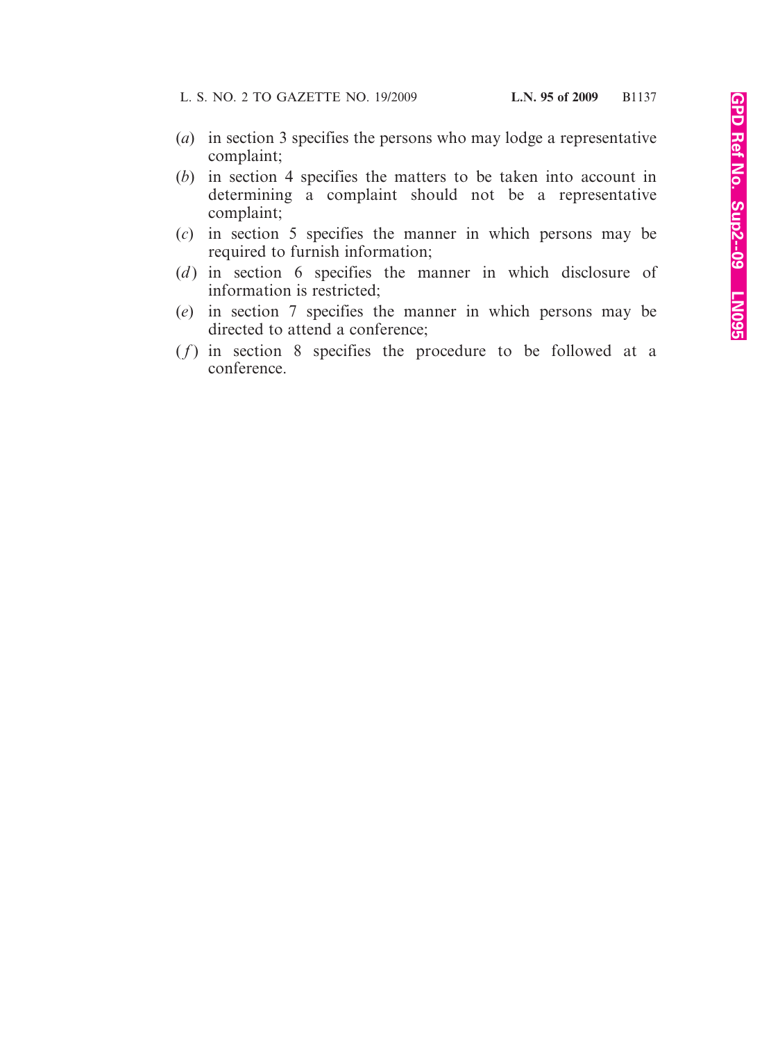(*a*) in section 3 specifies the persons who may lodge a representative complaint;

(*b*) in section 4 specifies the matters to be taken into account in determining a complaint should not be a representative complaint;

(*c*) in section 5 specifies the manner in which persons may be required to furnish information;

(*d*) in section 6 specifies the manner in which disclosure of information is restricted;

(*e*) in section 7 specifies the manner in which persons may be directed to attend a conference;

(*f*) in section 8 specifies the procedure to be followed at a conference.